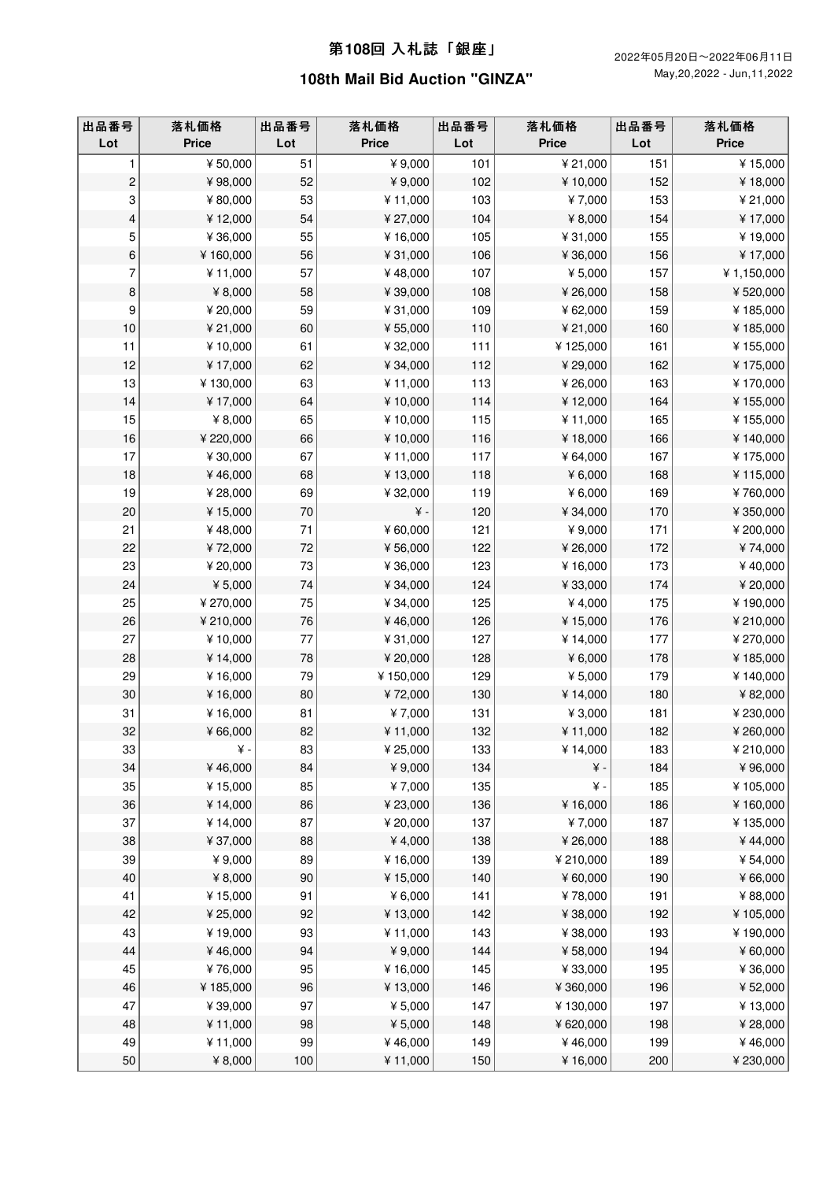# 第108回 入札誌「銀座」

## 108th Mail Bid Auction "GINZA"

2022年05月20日～2022年06月11日
May,20,2022 - Jun,11,2022

| 出品番号<br>Lot | 落札価格<br>Price | 出品番号<br>Lot | 落札価格<br>Price | 出品番号<br>Lot | 落札価格<br>Price | 出品番号<br>Lot | 落札価格<br>Price |
|---|---|---|---|---|---|---|---|
| 1 | ¥50,000 | 51 | ¥9,000 | 101 | ¥21,000 | 151 | ¥15,000 |
| 2 | ¥98,000 | 52 | ¥9,000 | 102 | ¥10,000 | 152 | ¥18,000 |
| 3 | ¥80,000 | 53 | ¥11,000 | 103 | ¥7,000 | 153 | ¥21,000 |
| 4 | ¥12,000 | 54 | ¥27,000 | 104 | ¥8,000 | 154 | ¥17,000 |
| 5 | ¥36,000 | 55 | ¥16,000 | 105 | ¥31,000 | 155 | ¥19,000 |
| 6 | ¥160,000 | 56 | ¥31,000 | 106 | ¥36,000 | 156 | ¥17,000 |
| 7 | ¥11,000 | 57 | ¥48,000 | 107 | ¥5,000 | 157 | ¥1,150,000 |
| 8 | ¥8,000 | 58 | ¥39,000 | 108 | ¥26,000 | 158 | ¥520,000 |
| 9 | ¥20,000 | 59 | ¥31,000 | 109 | ¥62,000 | 159 | ¥185,000 |
| 10 | ¥21,000 | 60 | ¥55,000 | 110 | ¥21,000 | 160 | ¥185,000 |
| 11 | ¥10,000 | 61 | ¥32,000 | 111 | ¥125,000 | 161 | ¥155,000 |
| 12 | ¥17,000 | 62 | ¥34,000 | 112 | ¥29,000 | 162 | ¥175,000 |
| 13 | ¥130,000 | 63 | ¥11,000 | 113 | ¥26,000 | 163 | ¥170,000 |
| 14 | ¥17,000 | 64 | ¥10,000 | 114 | ¥12,000 | 164 | ¥155,000 |
| 15 | ¥8,000 | 65 | ¥10,000 | 115 | ¥11,000 | 165 | ¥155,000 |
| 16 | ¥220,000 | 66 | ¥10,000 | 116 | ¥18,000 | 166 | ¥140,000 |
| 17 | ¥30,000 | 67 | ¥11,000 | 117 | ¥64,000 | 167 | ¥175,000 |
| 18 | ¥46,000 | 68 | ¥13,000 | 118 | ¥6,000 | 168 | ¥115,000 |
| 19 | ¥28,000 | 69 | ¥32,000 | 119 | ¥6,000 | 169 | ¥760,000 |
| 20 | ¥15,000 | 70 | ¥ - | 120 | ¥34,000 | 170 | ¥350,000 |
| 21 | ¥48,000 | 71 | ¥60,000 | 121 | ¥9,000 | 171 | ¥200,000 |
| 22 | ¥72,000 | 72 | ¥56,000 | 122 | ¥26,000 | 172 | ¥74,000 |
| 23 | ¥20,000 | 73 | ¥36,000 | 123 | ¥16,000 | 173 | ¥40,000 |
| 24 | ¥5,000 | 74 | ¥34,000 | 124 | ¥33,000 | 174 | ¥20,000 |
| 25 | ¥270,000 | 75 | ¥34,000 | 125 | ¥4,000 | 175 | ¥190,000 |
| 26 | ¥210,000 | 76 | ¥46,000 | 126 | ¥15,000 | 176 | ¥210,000 |
| 27 | ¥10,000 | 77 | ¥31,000 | 127 | ¥14,000 | 177 | ¥270,000 |
| 28 | ¥14,000 | 78 | ¥20,000 | 128 | ¥6,000 | 178 | ¥185,000 |
| 29 | ¥16,000 | 79 | ¥150,000 | 129 | ¥5,000 | 179 | ¥140,000 |
| 30 | ¥16,000 | 80 | ¥72,000 | 130 | ¥14,000 | 180 | ¥82,000 |
| 31 | ¥16,000 | 81 | ¥7,000 | 131 | ¥3,000 | 181 | ¥230,000 |
| 32 | ¥66,000 | 82 | ¥11,000 | 132 | ¥11,000 | 182 | ¥260,000 |
| 33 | ¥ - | 83 | ¥25,000 | 133 | ¥14,000 | 183 | ¥210,000 |
| 34 | ¥46,000 | 84 | ¥9,000 | 134 | ¥ - | 184 | ¥96,000 |
| 35 | ¥15,000 | 85 | ¥7,000 | 135 | ¥ - | 185 | ¥105,000 |
| 36 | ¥14,000 | 86 | ¥23,000 | 136 | ¥16,000 | 186 | ¥160,000 |
| 37 | ¥14,000 | 87 | ¥20,000 | 137 | ¥7,000 | 187 | ¥135,000 |
| 38 | ¥37,000 | 88 | ¥4,000 | 138 | ¥26,000 | 188 | ¥44,000 |
| 39 | ¥9,000 | 89 | ¥16,000 | 139 | ¥210,000 | 189 | ¥54,000 |
| 40 | ¥8,000 | 90 | ¥15,000 | 140 | ¥60,000 | 190 | ¥66,000 |
| 41 | ¥15,000 | 91 | ¥6,000 | 141 | ¥78,000 | 191 | ¥88,000 |
| 42 | ¥25,000 | 92 | ¥13,000 | 142 | ¥38,000 | 192 | ¥105,000 |
| 43 | ¥19,000 | 93 | ¥11,000 | 143 | ¥38,000 | 193 | ¥190,000 |
| 44 | ¥46,000 | 94 | ¥9,000 | 144 | ¥58,000 | 194 | ¥60,000 |
| 45 | ¥76,000 | 95 | ¥16,000 | 145 | ¥33,000 | 195 | ¥36,000 |
| 46 | ¥185,000 | 96 | ¥13,000 | 146 | ¥360,000 | 196 | ¥52,000 |
| 47 | ¥39,000 | 97 | ¥5,000 | 147 | ¥130,000 | 197 | ¥13,000 |
| 48 | ¥11,000 | 98 | ¥5,000 | 148 | ¥620,000 | 198 | ¥28,000 |
| 49 | ¥11,000 | 99 | ¥46,000 | 149 | ¥46,000 | 199 | ¥46,000 |
| 50 | ¥8,000 | 100 | ¥11,000 | 150 | ¥16,000 | 200 | ¥230,000 |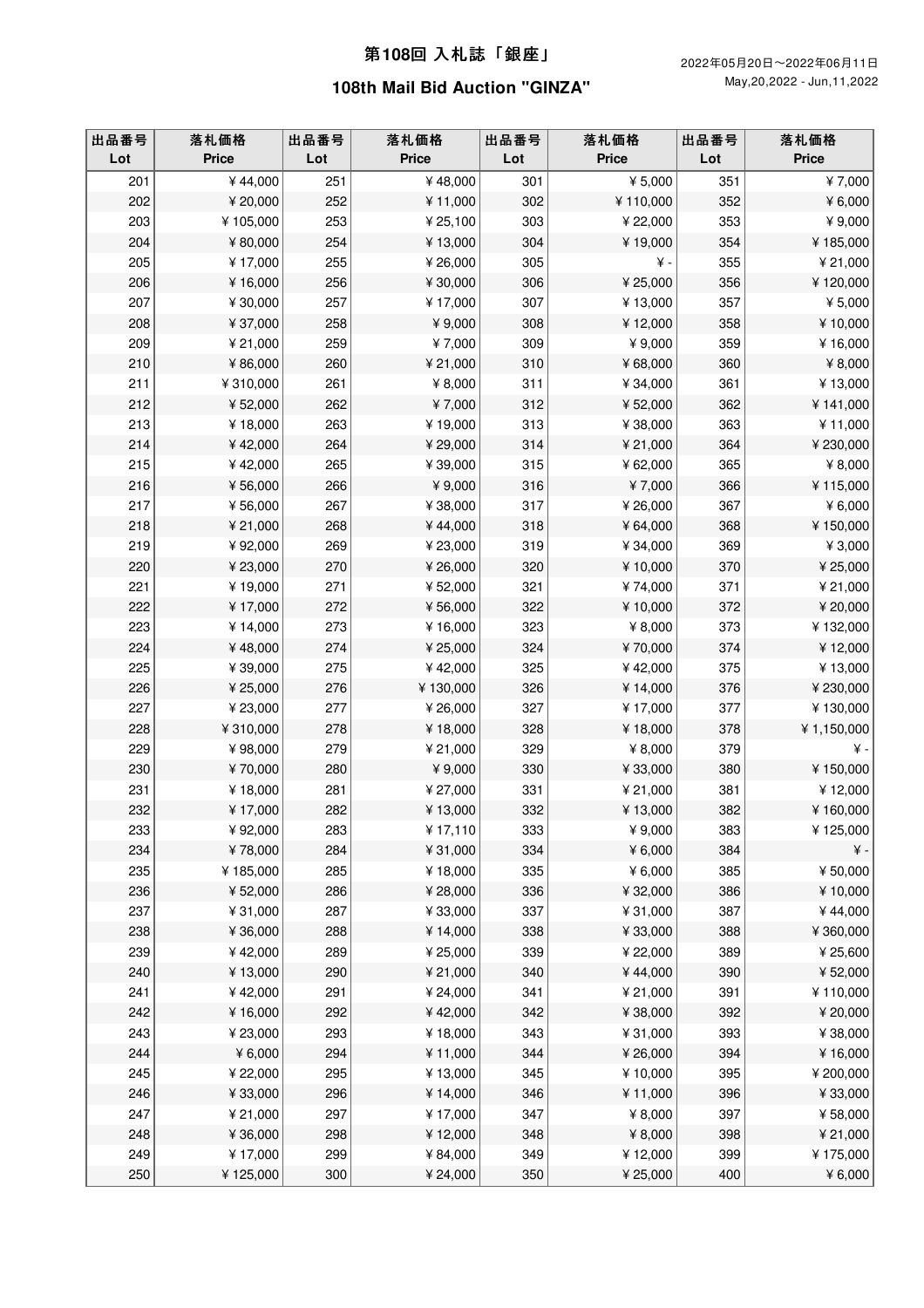# 第108回 入札誌「銀座」

## 108th Mail Bid Auction "GINZA"

2022年05月20日～2022年06月11日
May,20,2022 - Jun,11,2022

| 出品番号<br>Lot | 落札価格<br>Price | 出品番号<br>Lot | 落札価格<br>Price | 出品番号<br>Lot | 落札価格<br>Price | 出品番号<br>Lot | 落札価格<br>Price |
|---|---|---|---|---|---|---|---|
| 201 | ¥44,000 | 251 | ¥48,000 | 301 | ¥5,000 | 351 | ¥7,000 |
| 202 | ¥20,000 | 252 | ¥11,000 | 302 | ¥110,000 | 352 | ¥6,000 |
| 203 | ¥105,000 | 253 | ¥25,100 | 303 | ¥22,000 | 353 | ¥9,000 |
| 204 | ¥80,000 | 254 | ¥13,000 | 304 | ¥19,000 | 354 | ¥185,000 |
| 205 | ¥17,000 | 255 | ¥26,000 | 305 | ¥ - | 355 | ¥21,000 |
| 206 | ¥16,000 | 256 | ¥30,000 | 306 | ¥25,000 | 356 | ¥120,000 |
| 207 | ¥30,000 | 257 | ¥17,000 | 307 | ¥13,000 | 357 | ¥5,000 |
| 208 | ¥37,000 | 258 | ¥9,000 | 308 | ¥12,000 | 358 | ¥10,000 |
| 209 | ¥21,000 | 259 | ¥7,000 | 309 | ¥9,000 | 359 | ¥16,000 |
| 210 | ¥86,000 | 260 | ¥21,000 | 310 | ¥68,000 | 360 | ¥8,000 |
| 211 | ¥310,000 | 261 | ¥8,000 | 311 | ¥34,000 | 361 | ¥13,000 |
| 212 | ¥52,000 | 262 | ¥7,000 | 312 | ¥52,000 | 362 | ¥141,000 |
| 213 | ¥18,000 | 263 | ¥19,000 | 313 | ¥38,000 | 363 | ¥11,000 |
| 214 | ¥42,000 | 264 | ¥29,000 | 314 | ¥21,000 | 364 | ¥230,000 |
| 215 | ¥42,000 | 265 | ¥39,000 | 315 | ¥62,000 | 365 | ¥8,000 |
| 216 | ¥56,000 | 266 | ¥9,000 | 316 | ¥7,000 | 366 | ¥115,000 |
| 217 | ¥56,000 | 267 | ¥38,000 | 317 | ¥26,000 | 367 | ¥6,000 |
| 218 | ¥21,000 | 268 | ¥44,000 | 318 | ¥64,000 | 368 | ¥150,000 |
| 219 | ¥92,000 | 269 | ¥23,000 | 319 | ¥34,000 | 369 | ¥3,000 |
| 220 | ¥23,000 | 270 | ¥26,000 | 320 | ¥10,000 | 370 | ¥25,000 |
| 221 | ¥19,000 | 271 | ¥52,000 | 321 | ¥74,000 | 371 | ¥21,000 |
| 222 | ¥17,000 | 272 | ¥56,000 | 322 | ¥10,000 | 372 | ¥20,000 |
| 223 | ¥14,000 | 273 | ¥16,000 | 323 | ¥8,000 | 373 | ¥132,000 |
| 224 | ¥48,000 | 274 | ¥25,000 | 324 | ¥70,000 | 374 | ¥12,000 |
| 225 | ¥39,000 | 275 | ¥42,000 | 325 | ¥42,000 | 375 | ¥13,000 |
| 226 | ¥25,000 | 276 | ¥130,000 | 326 | ¥14,000 | 376 | ¥230,000 |
| 227 | ¥23,000 | 277 | ¥26,000 | 327 | ¥17,000 | 377 | ¥130,000 |
| 228 | ¥310,000 | 278 | ¥18,000 | 328 | ¥18,000 | 378 | ¥1,150,000 |
| 229 | ¥98,000 | 279 | ¥21,000 | 329 | ¥8,000 | 379 | ¥ - |
| 230 | ¥70,000 | 280 | ¥9,000 | 330 | ¥33,000 | 380 | ¥150,000 |
| 231 | ¥18,000 | 281 | ¥27,000 | 331 | ¥21,000 | 381 | ¥12,000 |
| 232 | ¥17,000 | 282 | ¥13,000 | 332 | ¥13,000 | 382 | ¥160,000 |
| 233 | ¥92,000 | 283 | ¥17,110 | 333 | ¥9,000 | 383 | ¥125,000 |
| 234 | ¥78,000 | 284 | ¥31,000 | 334 | ¥6,000 | 384 | ¥ - |
| 235 | ¥185,000 | 285 | ¥18,000 | 335 | ¥6,000 | 385 | ¥50,000 |
| 236 | ¥52,000 | 286 | ¥28,000 | 336 | ¥32,000 | 386 | ¥10,000 |
| 237 | ¥31,000 | 287 | ¥33,000 | 337 | ¥31,000 | 387 | ¥44,000 |
| 238 | ¥36,000 | 288 | ¥14,000 | 338 | ¥33,000 | 388 | ¥360,000 |
| 239 | ¥42,000 | 289 | ¥25,000 | 339 | ¥22,000 | 389 | ¥25,600 |
| 240 | ¥13,000 | 290 | ¥21,000 | 340 | ¥44,000 | 390 | ¥52,000 |
| 241 | ¥42,000 | 291 | ¥24,000 | 341 | ¥21,000 | 391 | ¥110,000 |
| 242 | ¥16,000 | 292 | ¥42,000 | 342 | ¥38,000 | 392 | ¥20,000 |
| 243 | ¥23,000 | 293 | ¥18,000 | 343 | ¥31,000 | 393 | ¥38,000 |
| 244 | ¥6,000 | 294 | ¥11,000 | 344 | ¥26,000 | 394 | ¥16,000 |
| 245 | ¥22,000 | 295 | ¥13,000 | 345 | ¥10,000 | 395 | ¥200,000 |
| 246 | ¥33,000 | 296 | ¥14,000 | 346 | ¥11,000 | 396 | ¥33,000 |
| 247 | ¥21,000 | 297 | ¥17,000 | 347 | ¥8,000 | 397 | ¥58,000 |
| 248 | ¥36,000 | 298 | ¥12,000 | 348 | ¥8,000 | 398 | ¥21,000 |
| 249 | ¥17,000 | 299 | ¥84,000 | 349 | ¥12,000 | 399 | ¥175,000 |
| 250 | ¥125,000 | 300 | ¥24,000 | 350 | ¥25,000 | 400 | ¥6,000 |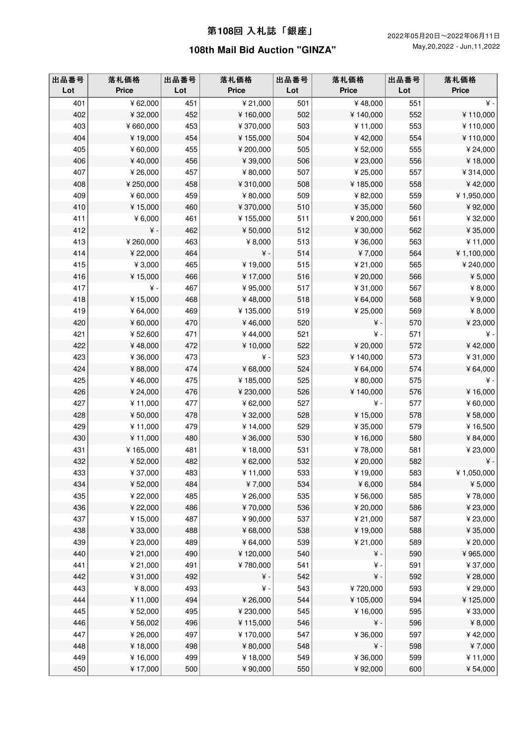# 第108回 入札誌「銀座」

## 108th Mail Bid Auction "GINZA"

2022年05月20日～2022年06月11日
May,20,2022 - Jun,11,2022

| 出品番号 Lot | 落札価格 Price | 出品番号 Lot | 落札価格 Price | 出品番号 Lot | 落札価格 Price | 出品番号 Lot | 落札価格 Price |
|---|---|---|---|---|---|---|---|
| 401 | ¥62,000 | 451 | ¥21,000 | 501 | ¥48,000 | 551 | ¥ - |
| 402 | ¥32,000 | 452 | ¥160,000 | 502 | ¥140,000 | 552 | ¥110,000 |
| 403 | ¥660,000 | 453 | ¥370,000 | 503 | ¥11,000 | 553 | ¥110,000 |
| 404 | ¥19,000 | 454 | ¥155,000 | 504 | ¥42,000 | 554 | ¥110,000 |
| 405 | ¥60,000 | 455 | ¥200,000 | 505 | ¥52,000 | 555 | ¥24,000 |
| 406 | ¥40,000 | 456 | ¥39,000 | 506 | ¥23,000 | 556 | ¥18,000 |
| 407 | ¥26,000 | 457 | ¥80,000 | 507 | ¥25,000 | 557 | ¥314,000 |
| 408 | ¥250,000 | 458 | ¥310,000 | 508 | ¥185,000 | 558 | ¥42,000 |
| 409 | ¥60,000 | 459 | ¥80,000 | 509 | ¥82,000 | 559 | ¥1,950,000 |
| 410 | ¥15,000 | 460 | ¥370,000 | 510 | ¥35,000 | 560 | ¥92,000 |
| 411 | ¥6,000 | 461 | ¥155,000 | 511 | ¥200,000 | 561 | ¥32,000 |
| 412 | ¥ - | 462 | ¥50,000 | 512 | ¥30,000 | 562 | ¥35,000 |
| 413 | ¥260,000 | 463 | ¥8,000 | 513 | ¥36,000 | 563 | ¥11,000 |
| 414 | ¥22,000 | 464 | ¥ - | 514 | ¥7,000 | 564 | ¥1,100,000 |
| 415 | ¥3,000 | 465 | ¥19,000 | 515 | ¥21,000 | 565 | ¥240,000 |
| 416 | ¥15,000 | 466 | ¥17,000 | 516 | ¥20,000 | 566 | ¥5,000 |
| 417 | ¥ - | 467 | ¥95,000 | 517 | ¥31,000 | 567 | ¥8,000 |
| 418 | ¥15,000 | 468 | ¥48,000 | 518 | ¥64,000 | 568 | ¥9,000 |
| 419 | ¥64,000 | 469 | ¥135,000 | 519 | ¥25,000 | 569 | ¥8,000 |
| 420 | ¥60,000 | 470 | ¥46,000 | 520 | ¥ - | 570 | ¥23,000 |
| 421 | ¥52,600 | 471 | ¥44,000 | 521 | ¥ - | 571 | ¥ - |
| 422 | ¥48,000 | 472 | ¥10,000 | 522 | ¥20,000 | 572 | ¥42,000 |
| 423 | ¥36,000 | 473 | ¥ - | 523 | ¥140,000 | 573 | ¥31,000 |
| 424 | ¥88,000 | 474 | ¥68,000 | 524 | ¥64,000 | 574 | ¥64,000 |
| 425 | ¥46,000 | 475 | ¥185,000 | 525 | ¥80,000 | 575 | ¥ - |
| 426 | ¥24,000 | 476 | ¥230,000 | 526 | ¥140,000 | 576 | ¥16,000 |
| 427 | ¥11,000 | 477 | ¥62,000 | 527 | ¥ - | 577 | ¥60,000 |
| 428 | ¥50,000 | 478 | ¥32,000 | 528 | ¥15,000 | 578 | ¥58,000 |
| 429 | ¥11,000 | 479 | ¥14,000 | 529 | ¥35,000 | 579 | ¥16,500 |
| 430 | ¥11,000 | 480 | ¥36,000 | 530 | ¥16,000 | 580 | ¥84,000 |
| 431 | ¥165,000 | 481 | ¥18,000 | 531 | ¥78,000 | 581 | ¥23,000 |
| 432 | ¥52,000 | 482 | ¥62,000 | 532 | ¥20,000 | 582 | ¥ - |
| 433 | ¥37,000 | 483 | ¥11,000 | 533 | ¥19,000 | 583 | ¥1,050,000 |
| 434 | ¥52,000 | 484 | ¥7,000 | 534 | ¥6,000 | 584 | ¥5,000 |
| 435 | ¥22,000 | 485 | ¥26,000 | 535 | ¥56,000 | 585 | ¥78,000 |
| 436 | ¥22,000 | 486 | ¥70,000 | 536 | ¥20,000 | 586 | ¥23,000 |
| 437 | ¥15,000 | 487 | ¥90,000 | 537 | ¥21,000 | 587 | ¥23,000 |
| 438 | ¥33,000 | 488 | ¥68,000 | 538 | ¥19,000 | 588 | ¥35,000 |
| 439 | ¥23,000 | 489 | ¥64,000 | 539 | ¥21,000 | 589 | ¥20,000 |
| 440 | ¥21,000 | 490 | ¥120,000 | 540 | ¥ - | 590 | ¥965,000 |
| 441 | ¥21,000 | 491 | ¥780,000 | 541 | ¥ - | 591 | ¥37,000 |
| 442 | ¥31,000 | 492 | ¥ - | 542 | ¥ - | 592 | ¥28,000 |
| 443 | ¥8,000 | 493 | ¥ - | 543 | ¥720,000 | 593 | ¥29,000 |
| 444 | ¥11,000 | 494 | ¥26,000 | 544 | ¥105,000 | 594 | ¥125,000 |
| 445 | ¥52,000 | 495 | ¥230,000 | 545 | ¥16,000 | 595 | ¥33,000 |
| 446 | ¥56,002 | 496 | ¥115,000 | 546 | ¥ - | 596 | ¥8,000 |
| 447 | ¥26,000 | 497 | ¥170,000 | 547 | ¥36,000 | 597 | ¥42,000 |
| 448 | ¥18,000 | 498 | ¥80,000 | 548 | ¥ - | 598 | ¥7,000 |
| 449 | ¥16,000 | 499 | ¥18,000 | 549 | ¥36,000 | 599 | ¥11,000 |
| 450 | ¥17,000 | 500 | ¥90,000 | 550 | ¥92,000 | 600 | ¥54,000 |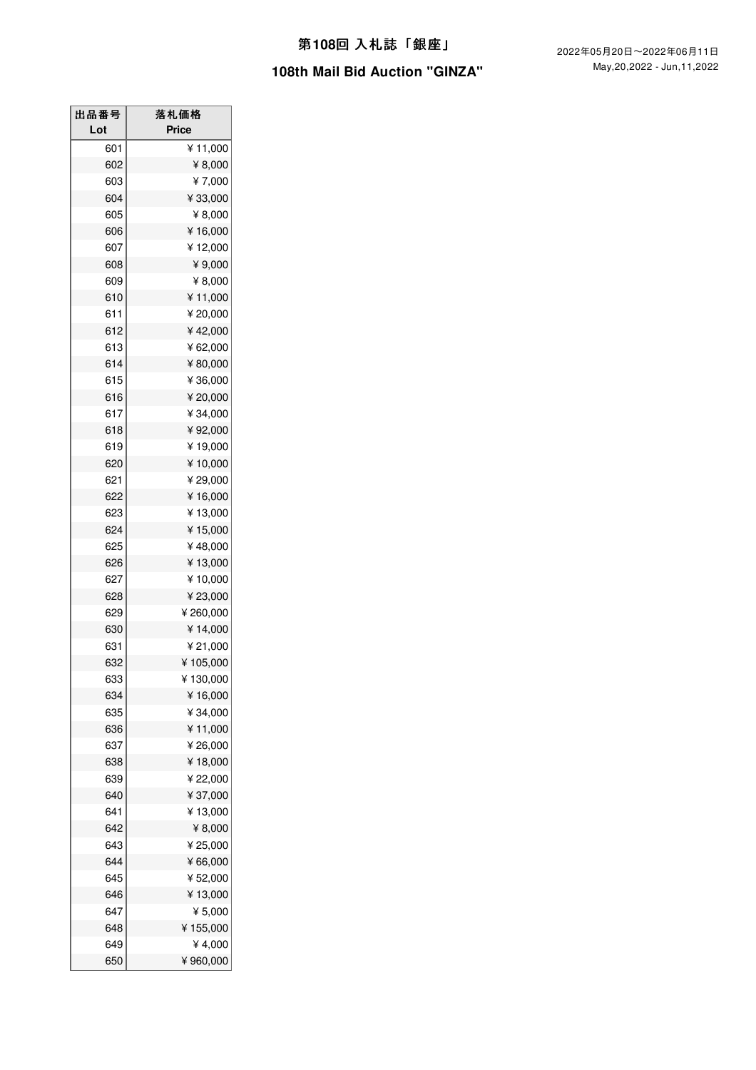# 第108回 入札誌「銀座」

## 108th Mail Bid Auction "GINZA"

2022年05月20日～2022年06月11日
May,20,2022 - Jun,11,2022

| 出品番号 Lot | 落札価格 Price |
|---|---|
| 601 | ¥11,000 |
| 602 | ¥8,000 |
| 603 | ¥7,000 |
| 604 | ¥33,000 |
| 605 | ¥8,000 |
| 606 | ¥16,000 |
| 607 | ¥12,000 |
| 608 | ¥9,000 |
| 609 | ¥8,000 |
| 610 | ¥11,000 |
| 611 | ¥20,000 |
| 612 | ¥42,000 |
| 613 | ¥62,000 |
| 614 | ¥80,000 |
| 615 | ¥36,000 |
| 616 | ¥20,000 |
| 617 | ¥34,000 |
| 618 | ¥92,000 |
| 619 | ¥19,000 |
| 620 | ¥10,000 |
| 621 | ¥29,000 |
| 622 | ¥16,000 |
| 623 | ¥13,000 |
| 624 | ¥15,000 |
| 625 | ¥48,000 |
| 626 | ¥13,000 |
| 627 | ¥10,000 |
| 628 | ¥23,000 |
| 629 | ¥260,000 |
| 630 | ¥14,000 |
| 631 | ¥21,000 |
| 632 | ¥105,000 |
| 633 | ¥130,000 |
| 634 | ¥16,000 |
| 635 | ¥34,000 |
| 636 | ¥11,000 |
| 637 | ¥26,000 |
| 638 | ¥18,000 |
| 639 | ¥22,000 |
| 640 | ¥37,000 |
| 641 | ¥13,000 |
| 642 | ¥8,000 |
| 643 | ¥25,000 |
| 644 | ¥66,000 |
| 645 | ¥52,000 |
| 646 | ¥13,000 |
| 647 | ¥5,000 |
| 648 | ¥155,000 |
| 649 | ¥4,000 |
| 650 | ¥960,000 |